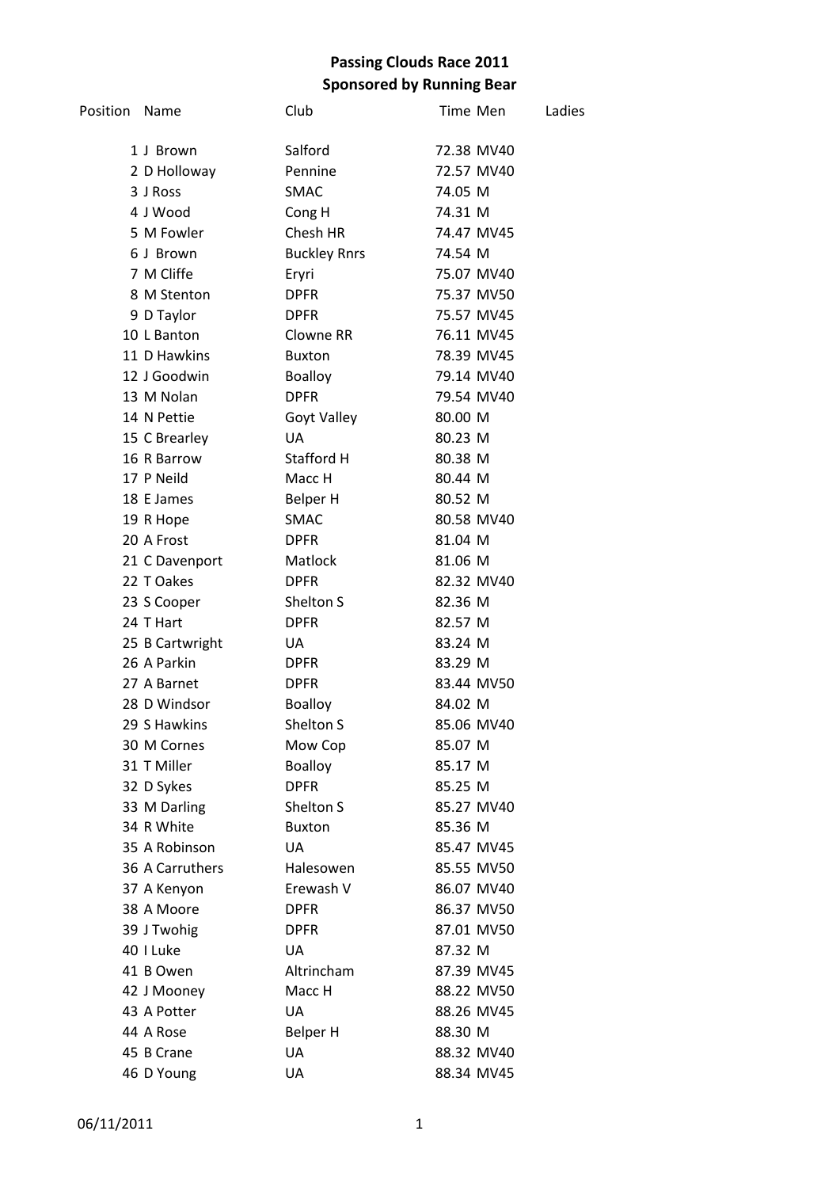# Passing Clouds Race 2011
## Sponsored by Running Bear

| Position | Name | Club | Time | Men | Ladies |
|---|---|---|---|---|---|
| 1 | J Brown | Salford | 72.38 | MV40 | |
| 2 | D Holloway | Pennine | 72.57 | MV40 | |
| 3 | J Ross | SMAC | 74.05 | M | |
| 4 | J Wood | Cong H | 74.31 | M | |
| 5 | M Fowler | Chesh HR | 74.47 | MV45 | |
| 6 | J Brown | Buckley Rnrs | 74.54 | M | |
| 7 | M Cliffe | Eryri | 75.07 | MV40 | |
| 8 | M Stenton | DPFR | 75.37 | MV50 | |
| 9 | D Taylor | DPFR | 75.57 | MV45 | |
| 10 | L Banton | Clowne RR | 76.11 | MV45 | |
| 11 | D Hawkins | Buxton | 78.39 | MV45 | |
| 12 | J Goodwin | Boalloy | 79.14 | MV40 | |
| 13 | M Nolan | DPFR | 79.54 | MV40 | |
| 14 | N Pettie | Goyt Valley | 80.00 | M | |
| 15 | C Brearley | UA | 80.23 | M | |
| 16 | R Barrow | Stafford H | 80.38 | M | |
| 17 | P Neild | Macc H | 80.44 | M | |
| 18 | E James | Belper H | 80.52 | M | |
| 19 | R Hope | SMAC | 80.58 | MV40 | |
| 20 | A Frost | DPFR | 81.04 | M | |
| 21 | C Davenport | Matlock | 81.06 | M | |
| 22 | T Oakes | DPFR | 82.32 | MV40 | |
| 23 | S Cooper | Shelton S | 82.36 | M | |
| 24 | T Hart | DPFR | 82.57 | M | |
| 25 | B Cartwright | UA | 83.24 | M | |
| 26 | A Parkin | DPFR | 83.29 | M | |
| 27 | A Barnet | DPFR | 83.44 | MV50 | |
| 28 | D Windsor | Boalloy | 84.02 | M | |
| 29 | S Hawkins | Shelton S | 85.06 | MV40 | |
| 30 | M Cornes | Mow Cop | 85.07 | M | |
| 31 | T Miller | Boalloy | 85.17 | M | |
| 32 | D Sykes | DPFR | 85.25 | M | |
| 33 | M Darling | Shelton S | 85.27 | MV40 | |
| 34 | R White | Buxton | 85.36 | M | |
| 35 | A Robinson | UA | 85.47 | MV45 | |
| 36 | A Carruthers | Halesowen | 85.55 | MV50 | |
| 37 | A Kenyon | Erewash V | 86.07 | MV40 | |
| 38 | A Moore | DPFR | 86.37 | MV50 | |
| 39 | J Twohig | DPFR | 87.01 | MV50 | |
| 40 | I Luke | UA | 87.32 | M | |
| 41 | B Owen | Altrincham | 87.39 | MV45 | |
| 42 | J Mooney | Macc H | 88.22 | MV50 | |
| 43 | A Potter | UA | 88.26 | MV45 | |
| 44 | A Rose | Belper H | 88.30 | M | |
| 45 | B Crane | UA | 88.32 | MV40 | |
| 46 | D Young | UA | 88.34 | MV45 | |

06/11/2011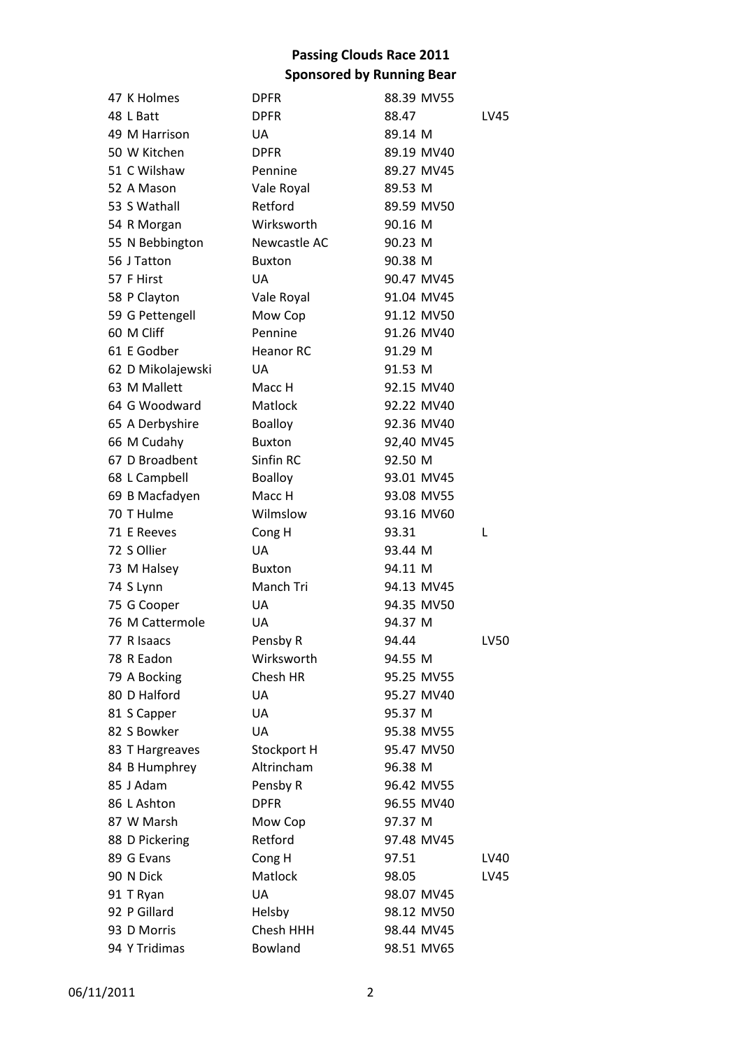**Passing Clouds Race 2011**
**Sponsored by Running Bear**

| Pos | Name | Club | Time | Male Cat | Female Cat |
|---|---|---|---|---|---|
| 47 | K Holmes | DPFR | 88.39 | MV55 | |
| 48 | L Batt | DPFR | 88.47 | | LV45 |
| 49 | M Harrison | UA | 89.14 | M | |
| 50 | W Kitchen | DPFR | 89.19 | MV40 | |
| 51 | C Wilshaw | Pennine | 89.27 | MV45 | |
| 52 | A Mason | Vale Royal | 89.53 | M | |
| 53 | S Wathall | Retford | 89.59 | MV50 | |
| 54 | R Morgan | Wirksworth | 90.16 | M | |
| 55 | N Bebbington | Newcastle AC | 90.23 | M | |
| 56 | J Tatton | Buxton | 90.38 | M | |
| 57 | F Hirst | UA | 90.47 | MV45 | |
| 58 | P Clayton | Vale Royal | 91.04 | MV45 | |
| 59 | G Pettengell | Mow Cop | 91.12 | MV50 | |
| 60 | M Cliff | Pennine | 91.26 | MV40 | |
| 61 | E Godber | Heanor RC | 91.29 | M | |
| 62 | D Mikolajewski | UA | 91.53 | M | |
| 63 | M Mallett | Macc H | 92.15 | MV40 | |
| 64 | G Woodward | Matlock | 92.22 | MV40 | |
| 65 | A Derbyshire | Boalloy | 92.36 | MV40 | |
| 66 | M Cudahy | Buxton | 92,40 | MV45 | |
| 67 | D Broadbent | Sinfin RC | 92.50 | M | |
| 68 | L Campbell | Boalloy | 93.01 | MV45 | |
| 69 | B Macfadyen | Macc H | 93.08 | MV55 | |
| 70 | T Hulme | Wilmslow | 93.16 | MV60 | |
| 71 | E Reeves | Cong H | 93.31 | | L |
| 72 | S Ollier | UA | 93.44 | M | |
| 73 | M Halsey | Buxton | 94.11 | M | |
| 74 | S Lynn | Manch Tri | 94.13 | MV45 | |
| 75 | G Cooper | UA | 94.35 | MV50 | |
| 76 | M Cattermole | UA | 94.37 | M | |
| 77 | R Isaacs | Pensby R | 94.44 | | LV50 |
| 78 | R Eadon | Wirksworth | 94.55 | M | |
| 79 | A Bocking | Chesh HR | 95.25 | MV55 | |
| 80 | D Halford | UA | 95.27 | MV40 | |
| 81 | S Capper | UA | 95.37 | M | |
| 82 | S Bowker | UA | 95.38 | MV55 | |
| 83 | T Hargreaves | Stockport H | 95.47 | MV50 | |
| 84 | B Humphrey | Altrincham | 96.38 | M | |
| 85 | J Adam | Pensby R | 96.42 | MV55 | |
| 86 | L Ashton | DPFR | 96.55 | MV40 | |
| 87 | W Marsh | Mow Cop | 97.37 | M | |
| 88 | D Pickering | Retford | 97.48 | MV45 | |
| 89 | G Evans | Cong H | 97.51 | | LV40 |
| 90 | N Dick | Matlock | 98.05 | | LV45 |
| 91 | T Ryan | UA | 98.07 | MV45 | |
| 92 | P Gillard | Helsby | 98.12 | MV50 | |
| 93 | D Morris | Chesh HHH | 98.44 | MV45 | |
| 94 | Y Tridimas | Bowland | 98.51 | MV65 | |

06/11/2011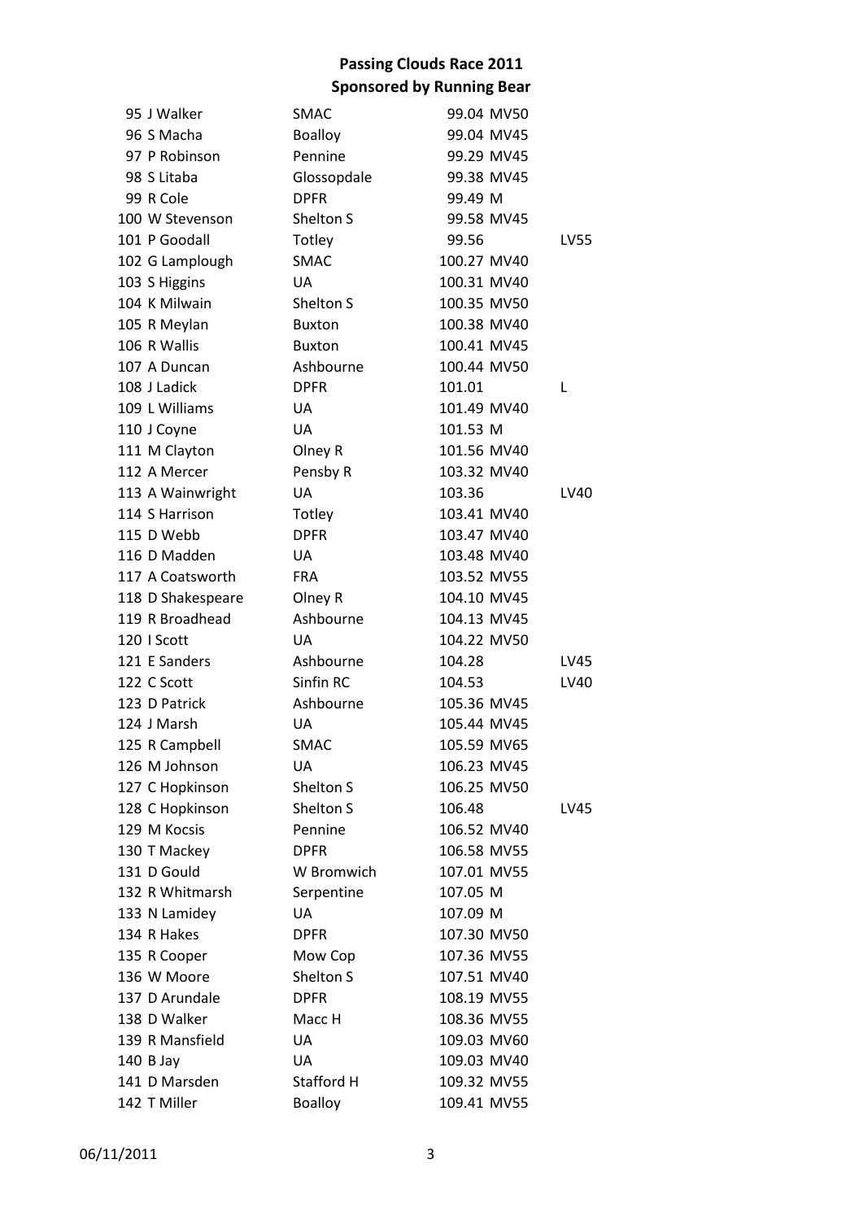**Passing Clouds Race 2011**
**Sponsored by Running Bear**

| | | | | | |
|---|---|---|---|---|---|
| 95 | J Walker | SMAC | 99.04 | MV50 | |
| 96 | S Macha | Boalloy | 99.04 | MV45 | |
| 97 | P Robinson | Pennine | 99.29 | MV45 | |
| 98 | S Litaba | Glossopdale | 99.38 | MV45 | |
| 99 | R Cole | DPFR | 99.49 | M | |
| 100 | W Stevenson | Shelton S | 99.58 | MV45 | |
| 101 | P Goodall | Totley | 99.56 | | LV55 |
| 102 | G Lamplough | SMAC | 100.27 | MV40 | |
| 103 | S Higgins | UA | 100.31 | MV40 | |
| 104 | K Milwain | Shelton S | 100.35 | MV50 | |
| 105 | R Meylan | Buxton | 100.38 | MV40 | |
| 106 | R Wallis | Buxton | 100.41 | MV45 | |
| 107 | A Duncan | Ashbourne | 100.44 | MV50 | |
| 108 | J Ladick | DPFR | 101.01 | | L |
| 109 | L Williams | UA | 101.49 | MV40 | |
| 110 | J Coyne | UA | 101.53 | M | |
| 111 | M Clayton | Olney R | 101.56 | MV40 | |
| 112 | A Mercer | Pensby R | 103.32 | MV40 | |
| 113 | A Wainwright | UA | 103.36 | | LV40 |
| 114 | S Harrison | Totley | 103.41 | MV40 | |
| 115 | D Webb | DPFR | 103.47 | MV40 | |
| 116 | D Madden | UA | 103.48 | MV40 | |
| 117 | A Coatsworth | FRA | 103.52 | MV55 | |
| 118 | D Shakespeare | Olney R | 104.10 | MV45 | |
| 119 | R Broadhead | Ashbourne | 104.13 | MV45 | |
| 120 | I Scott | UA | 104.22 | MV50 | |
| 121 | E Sanders | Ashbourne | 104.28 | | LV45 |
| 122 | C Scott | Sinfin RC | 104.53 | | LV40 |
| 123 | D Patrick | Ashbourne | 105.36 | MV45 | |
| 124 | J Marsh | UA | 105.44 | MV45 | |
| 125 | R Campbell | SMAC | 105.59 | MV65 | |
| 126 | M Johnson | UA | 106.23 | MV45 | |
| 127 | C Hopkinson | Shelton S | 106.25 | MV50 | |
| 128 | C Hopkinson | Shelton S | 106.48 | | LV45 |
| 129 | M Kocsis | Pennine | 106.52 | MV40 | |
| 130 | T Mackey | DPFR | 106.58 | MV55 | |
| 131 | D Gould | W Bromwich | 107.01 | MV55 | |
| 132 | R Whitmarsh | Serpentine | 107.05 | M | |
| 133 | N Lamidey | UA | 107.09 | M | |
| 134 | R Hakes | DPFR | 107.30 | MV50 | |
| 135 | R Cooper | Mow Cop | 107.36 | MV55 | |
| 136 | W Moore | Shelton S | 107.51 | MV40 | |
| 137 | D Arundale | DPFR | 108.19 | MV55 | |
| 138 | D Walker | Macc H | 108.36 | MV55 | |
| 139 | R Mansfield | UA | 109.03 | MV60 | |
| 140 | B Jay | UA | 109.03 | MV40 | |
| 141 | D Marsden | Stafford H | 109.32 | MV55 | |
| 142 | T Miller | Boalloy | 109.41 | MV55 | |

06/11/2011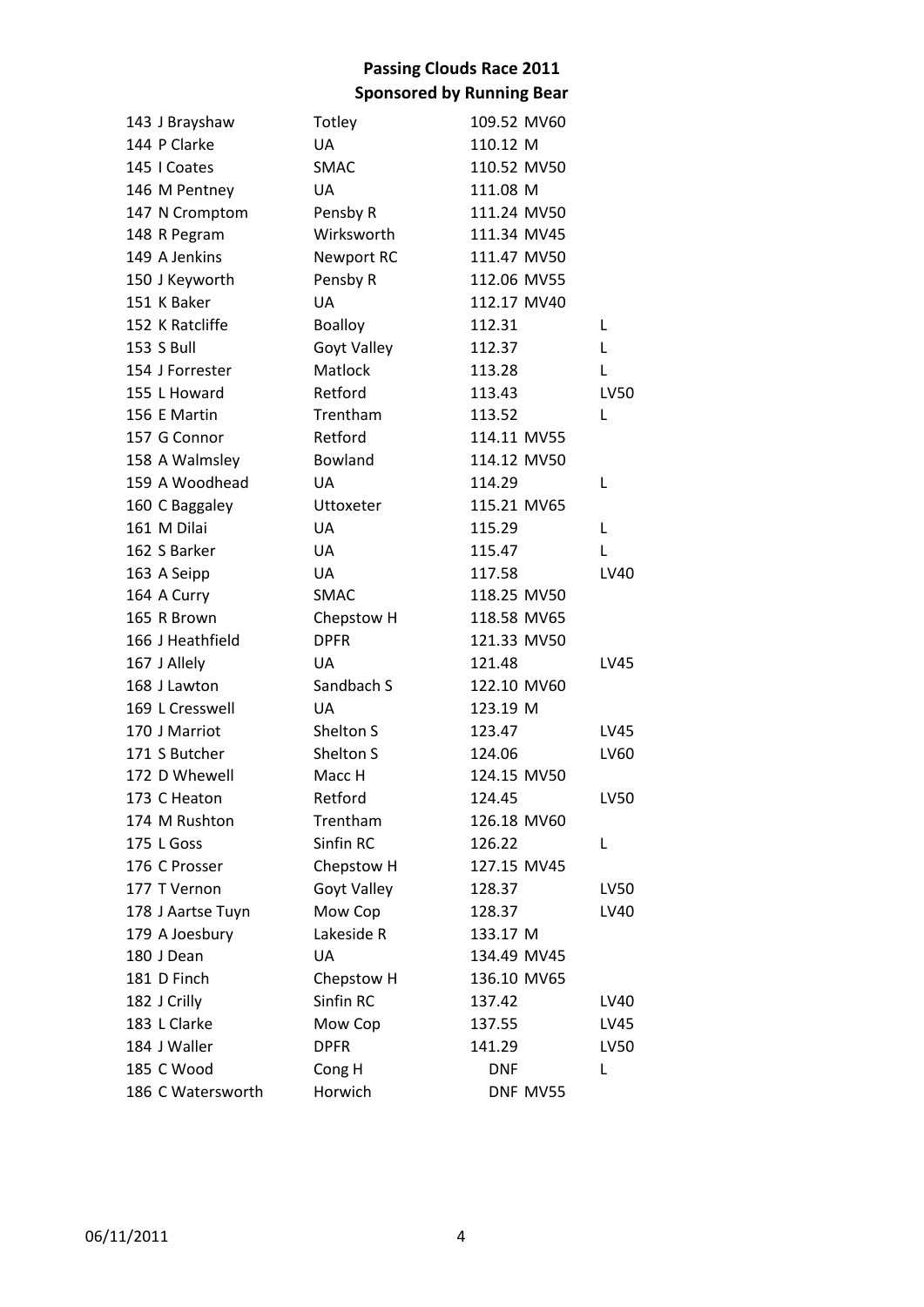**Passing Clouds Race 2011**
**Sponsored by Running Bear**

| | | | | | |
|---|---|---|---|---|---|
| 143 | J Brayshaw | Totley | 109.52 | MV60 | |
| 144 | P Clarke | UA | 110.12 | M | |
| 145 | I Coates | SMAC | 110.52 | MV50 | |
| 146 | M Pentney | UA | 111.08 | M | |
| 147 | N Cromptom | Pensby R | 111.24 | MV50 | |
| 148 | R Pegram | Wirksworth | 111.34 | MV45 | |
| 149 | A Jenkins | Newport RC | 111.47 | MV50 | |
| 150 | J Keyworth | Pensby R | 112.06 | MV55 | |
| 151 | K Baker | UA | 112.17 | MV40 | |
| 152 | K Ratcliffe | Boalloy | 112.31 | | L |
| 153 | S Bull | Goyt Valley | 112.37 | | L |
| 154 | J Forrester | Matlock | 113.28 | | L |
| 155 | L Howard | Retford | 113.43 | | LV50 |
| 156 | E Martin | Trentham | 113.52 | | L |
| 157 | G Connor | Retford | 114.11 | MV55 | |
| 158 | A Walmsley | Bowland | 114.12 | MV50 | |
| 159 | A Woodhead | UA | 114.29 | | L |
| 160 | C Baggaley | Uttoxeter | 115.21 | MV65 | |
| 161 | M Dilai | UA | 115.29 | | L |
| 162 | S Barker | UA | 115.47 | | L |
| 163 | A Seipp | UA | 117.58 | | LV40 |
| 164 | A Curry | SMAC | 118.25 | MV50 | |
| 165 | R Brown | Chepstow H | 118.58 | MV65 | |
| 166 | J Heathfield | DPFR | 121.33 | MV50 | |
| 167 | J Allely | UA | 121.48 | | LV45 |
| 168 | J Lawton | Sandbach S | 122.10 | MV60 | |
| 169 | L Cresswell | UA | 123.19 | M | |
| 170 | J Marriot | Shelton S | 123.47 | | LV45 |
| 171 | S Butcher | Shelton S | 124.06 | | LV60 |
| 172 | D Whewell | Macc H | 124.15 | MV50 | |
| 173 | C Heaton | Retford | 124.45 | | LV50 |
| 174 | M Rushton | Trentham | 126.18 | MV60 | |
| 175 | L Goss | Sinfin RC | 126.22 | | L |
| 176 | C Prosser | Chepstow H | 127.15 | MV45 | |
| 177 | T Vernon | Goyt Valley | 128.37 | | LV50 |
| 178 | J Aartse Tuyn | Mow Cop | 128.37 | | LV40 |
| 179 | A Joesbury | Lakeside R | 133.17 | M | |
| 180 | J Dean | UA | 134.49 | MV45 | |
| 181 | D Finch | Chepstow H | 136.10 | MV65 | |
| 182 | J Crilly | Sinfin RC | 137.42 | | LV40 |
| 183 | L Clarke | Mow Cop | 137.55 | | LV45 |
| 184 | J Waller | DPFR | 141.29 | | LV50 |
| 185 | C Wood | Cong H | DNF | | L |
| 186 | C Watersworth | Horwich | DNF | MV55 | |

06/11/2011